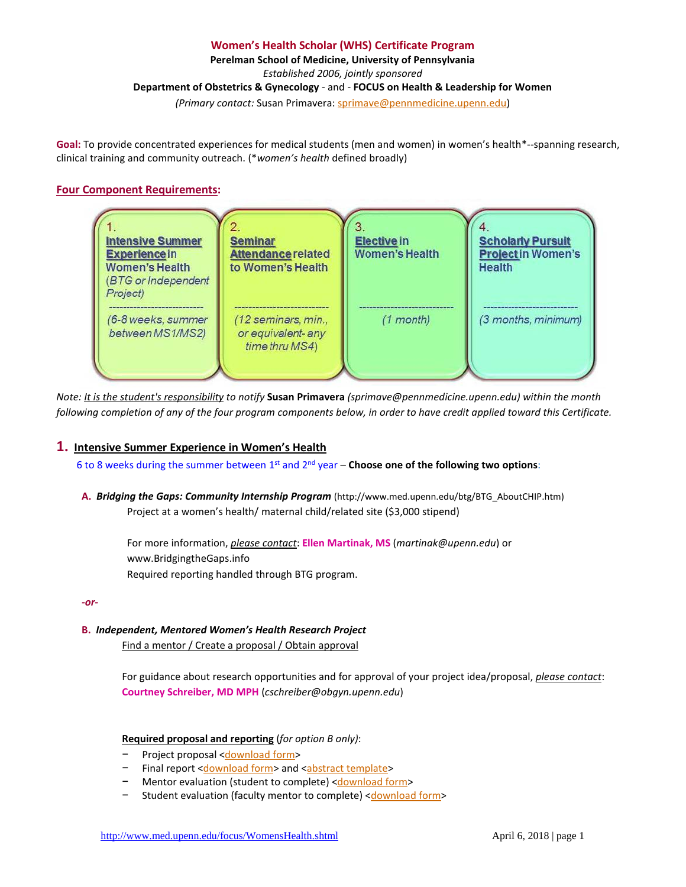# Women's Health Scholar (WHS) Certificate Program

**Perelman School of Medicine, University of Pennsylvania**

*Established 2006, jointly sponsored*

**Department of Obstetrics & Gynecology** - and - **FOCUS on Health & Leadership for Women**

*(Primary contact:* Susan Primavera: sprimave@pennmedicine.upenn.edu)

**Goal:** To provide concentrated experiences for medical students (men and women) in women's health*--spanning research, clinical training and community outreach. (**women's health* defined broadly)

## Four Component Requirements:

| 1. | 2. | 3. | 4. |
|---|---|---|---|
| **Intensive Summer Experience** in Women's Health (*BTG or Independent Project*) | **Seminar Attendance** related to Women's Health | **Elective** in Women's Health | **Scholarly Pursuit Project** in Women's Health |
| (*6-8 weeks, summer between MS1/MS2*) | (*12 seminars, min., or equivalent- any time thru MS4*) | (*1 month*) | (*3 months, minimum*) |

*Note: It is the student's responsibility to notify* **Susan Primavera** *(sprimave@pennmedicine.upenn.edu) within the month following completion of any of the four program components below, in order to have credit applied toward this Certificate.*

## 1. Intensive Summer Experience in Women's Health

6 to 8 weeks during the summer between 1st and 2nd year – **Choose one of the following two options**:

**A. *Bridging the Gaps: Community Internship Program*** (http://www.med.upenn.edu/btg/BTG_AboutCHIP.htm)

Project at a women's health/ maternal child/related site ($3,000 stipend)

For more information, *please contact*: **Ellen Martinak, MS** (*martinak@upenn.edu*) or www.BridgingtheGaps.info

Required reporting handled through BTG program.

***-or-***

**B. *Independent, Mentored Women's Health Research Project***

Find a mentor / Create a proposal / Obtain approval

For guidance about research opportunities and for approval of your project idea/proposal, *please contact*: **Courtney Schreiber, MD MPH** (*cschreiber@obgyn.upenn.edu*)

**Required proposal and reporting** (*for option B only*):

- Project proposal <download form>
- Final report <download form> and <abstract template>
- Mentor evaluation (student to complete) <download form>
- Student evaluation (faculty mentor to complete) <download form>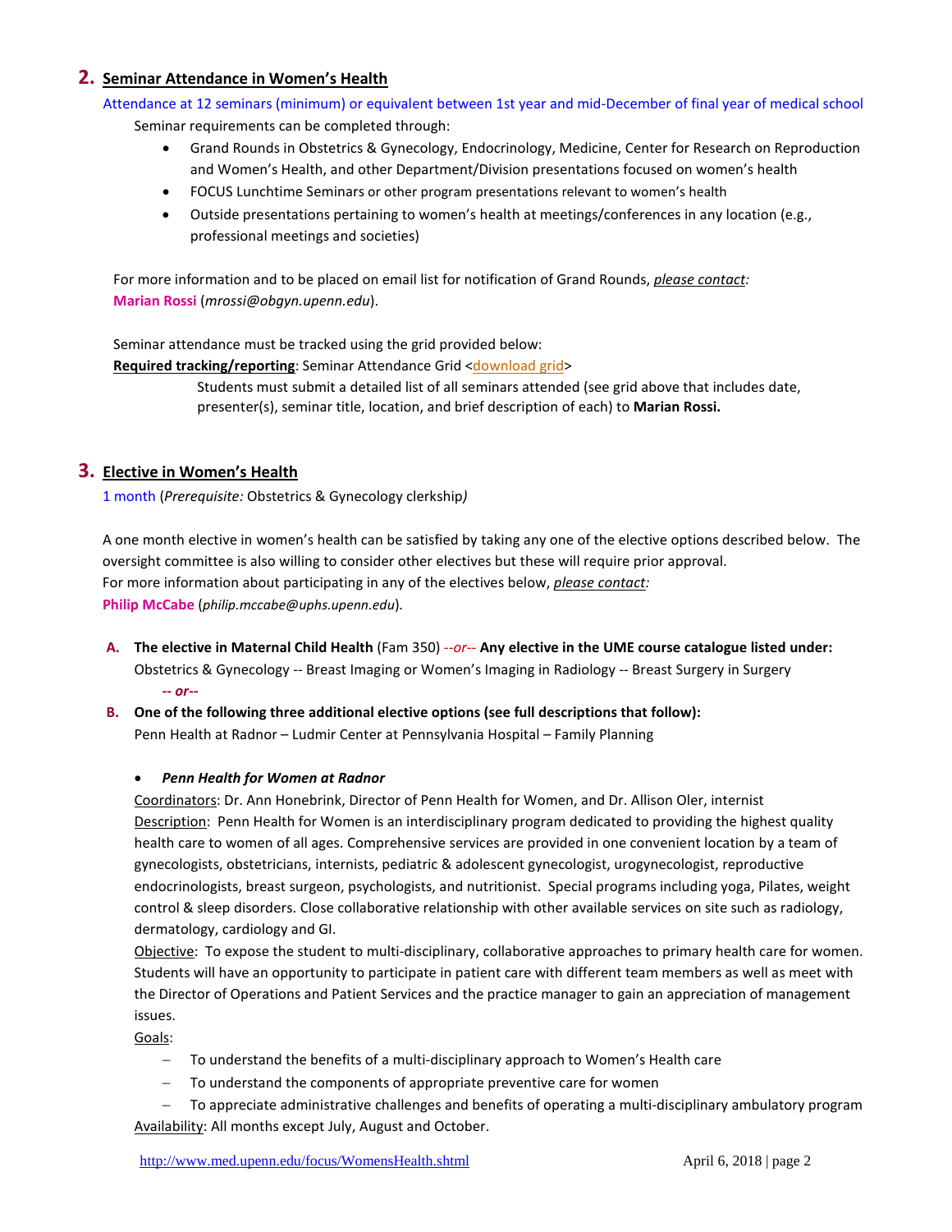## 2. Seminar Attendance in Women's Health

Attendance at 12 seminars (minimum) or equivalent between 1st year and mid-December of final year of medical school

Seminar requirements can be completed through:

- Grand Rounds in Obstetrics & Gynecology, Endocrinology, Medicine, Center for Research on Reproduction and Women's Health, and other Department/Division presentations focused on women's health
- FOCUS Lunchtime Seminars or other program presentations relevant to women's health
- Outside presentations pertaining to women's health at meetings/conferences in any location (e.g., professional meetings and societies)

For more information and to be placed on email list for notification of Grand Rounds, *please contact:*
**Marian Rossi** (*mrossi@obgyn.upenn.edu*).

Seminar attendance must be tracked using the grid provided below:
**Required tracking/reporting**: Seminar Attendance Grid <download grid>

Students must submit a detailed list of all seminars attended (see grid above that includes date, presenter(s), seminar title, location, and brief description of each) to **Marian Rossi.**

## 3. Elective in Women's Health

1 month (*Prerequisite:* Obstetrics & Gynecology clerkship*)*

A one month elective in women's health can be satisfied by taking any one of the elective options described below. The oversight committee is also willing to consider other electives but these will require prior approval.
For more information about participating in any of the electives below, *please contact:*
**Philip McCabe** (*philip.mccabe@uphs.upenn.edu*).

**A.** **The elective in Maternal Child Health** (Fam 350) *--or--* **Any elective in the UME course catalogue listed under:**
Obstetrics & Gynecology -- Breast Imaging or Women's Imaging in Radiology -- Breast Surgery in Surgery

***-- or--***

**B.** **One of the following three additional elective options (see full descriptions that follow):**
Penn Health at Radnor – Ludmir Center at Pennsylvania Hospital – Family Planning

- ***Penn Health for Women at Radnor***

Coordinators: Dr. Ann Honebrink, Director of Penn Health for Women, and Dr. Allison Oler, internist

Description: Penn Health for Women is an interdisciplinary program dedicated to providing the highest quality health care to women of all ages. Comprehensive services are provided in one convenient location by a team of gynecologists, obstetricians, internists, pediatric & adolescent gynecologist, urogynecologist, reproductive endocrinologists, breast surgeon, psychologists, and nutritionist. Special programs including yoga, Pilates, weight control & sleep disorders. Close collaborative relationship with other available services on site such as radiology, dermatology, cardiology and GI.

Objective: To expose the student to multi-disciplinary, collaborative approaches to primary health care for women. Students will have an opportunity to participate in patient care with different team members as well as meet with the Director of Operations and Patient Services and the practice manager to gain an appreciation of management issues.

Goals:

- To understand the benefits of a multi-disciplinary approach to Women's Health care
- To understand the components of appropriate preventive care for women
- To appreciate administrative challenges and benefits of operating a multi-disciplinary ambulatory program

Availability: All months except July, August and October.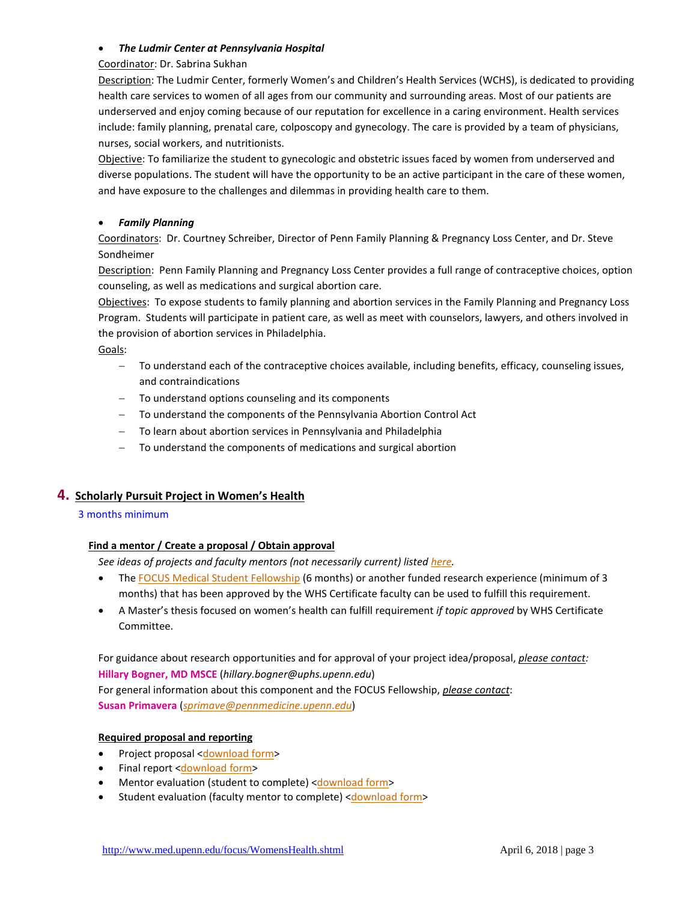- ***The Ludmir Center at Pennsylvania Hospital***

Coordinator: Dr. Sabrina Sukhan

Description: The Ludmir Center, formerly Women's and Children's Health Services (WCHS), is dedicated to providing health care services to women of all ages from our community and surrounding areas. Most of our patients are underserved and enjoy coming because of our reputation for excellence in a caring environment. Health services include: family planning, prenatal care, colposcopy and gynecology. The care is provided by a team of physicians, nurses, social workers, and nutritionists.

Objective: To familiarize the student to gynecologic and obstetric issues faced by women from underserved and diverse populations. The student will have the opportunity to be an active participant in the care of these women, and have exposure to the challenges and dilemmas in providing health care to them.

- ***Family Planning***

Coordinators: Dr. Courtney Schreiber, Director of Penn Family Planning & Pregnancy Loss Center, and Dr. Steve Sondheimer

Description: Penn Family Planning and Pregnancy Loss Center provides a full range of contraceptive choices, option counseling, as well as medications and surgical abortion care.

Objectives: To expose students to family planning and abortion services in the Family Planning and Pregnancy Loss Program. Students will participate in patient care, as well as meet with counselors, lawyers, and others involved in the provision of abortion services in Philadelphia.

Goals:

- To understand each of the contraceptive choices available, including benefits, efficacy, counseling issues, and contraindications
- To understand options counseling and its components
- To understand the components of the Pennsylvania Abortion Control Act
- To learn about abortion services in Pennsylvania and Philadelphia
- To understand the components of medications and surgical abortion

## 4. Scholarly Pursuit Project in Women's Health

3 months minimum

### Find a mentor / Create a proposal / Obtain approval

*See ideas of projects and faculty mentors (not necessarily current) listed here.*

- The FOCUS Medical Student Fellowship (6 months) or another funded research experience (minimum of 3 months) that has been approved by the WHS Certificate faculty can be used to fulfill this requirement.
- A Master's thesis focused on women's health can fulfill requirement *if topic approved* by WHS Certificate Committee.

For guidance about research opportunities and for approval of your project idea/proposal, *please contact:*
**Hillary Bogner, MD MSCE** (*hillary.bogner@uphs.upenn.edu*)
For general information about this component and the FOCUS Fellowship, *please contact*:
**Susan Primavera** (*sprimave@pennmedicine.upenn.edu*)

### Required proposal and reporting

- Project proposal <download form>
- Final report <download form>
- Mentor evaluation (student to complete) <download form>
- Student evaluation (faculty mentor to complete) <download form>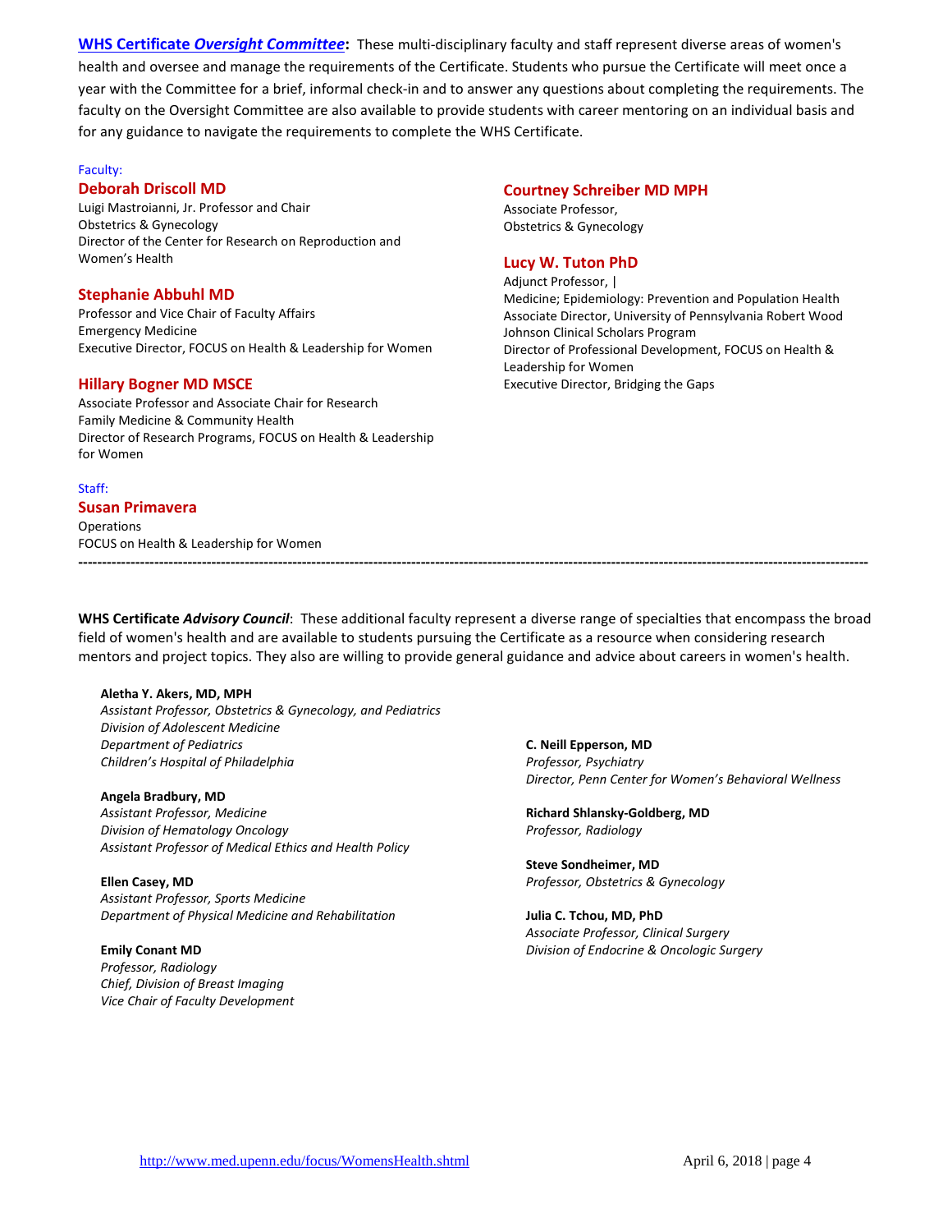**[WHS Certificate *Oversight Committee*](#):** These multi-disciplinary faculty and staff represent diverse areas of women's health and oversee and manage the requirements of the Certificate. Students who pursue the Certificate will meet once a year with the Committee for a brief, informal check-in and to answer any questions about completing the requirements. The faculty on the Oversight Committee are also available to provide students with career mentoring on an individual basis and for any guidance to navigate the requirements to complete the WHS Certificate.

Faculty:

### Deborah Driscoll MD
Luigi Mastroianni, Jr. Professor and Chair
Obstetrics & Gynecology
Director of the Center for Research on Reproduction and Women's Health

### Stephanie Abbuhl MD
Professor and Vice Chair of Faculty Affairs
Emergency Medicine
Executive Director, FOCUS on Health & Leadership for Women

### Hillary Bogner MD MSCE
Associate Professor and Associate Chair for Research
Family Medicine & Community Health
Director of Research Programs, FOCUS on Health & Leadership for Women

### Courtney Schreiber MD MPH
Associate Professor,
Obstetrics & Gynecology

### Lucy W. Tuton PhD
Adjunct Professor, |
Medicine; Epidemiology: Prevention and Population Health
Associate Director, University of Pennsylvania Robert Wood Johnson Clinical Scholars Program
Director of Professional Development, FOCUS on Health & Leadership for Women
Executive Director, Bridging the Gaps

Staff:

### Susan Primavera
Operations
FOCUS on Health & Leadership for Women

---

**WHS Certificate *Advisory Council***: These additional faculty represent a diverse range of specialties that encompass the broad field of women's health and are available to students pursuing the Certificate as a resource when considering research mentors and project topics. They also are willing to provide general guidance and advice about careers in women's health.

**Aletha Y. Akers, MD, MPH**
*Assistant Professor, Obstetrics & Gynecology, and Pediatrics*
*Division of Adolescent Medicine*
*Department of Pediatrics*
*Children's Hospital of Philadelphia*

**Angela Bradbury, MD**
*Assistant Professor, Medicine*
*Division of Hematology Oncology*
*Assistant Professor of Medical Ethics and Health Policy*

**Ellen Casey, MD**
*Assistant Professor, Sports Medicine*
*Department of Physical Medicine and Rehabilitation*

**Emily Conant MD**
*Professor, Radiology*
*Chief, Division of Breast Imaging*
*Vice Chair of Faculty Development*

**C. Neill Epperson, MD**
*Professor, Psychiatry*
*Director, Penn Center for Women's Behavioral Wellness*

**Richard Shlansky-Goldberg, MD**
*Professor, Radiology*

**Steve Sondheimer, MD**
*Professor, Obstetrics & Gynecology*

**Julia C. Tchou, MD, PhD**
*Associate Professor, Clinical Surgery*
*Division of Endocrine & Oncologic Surgery*